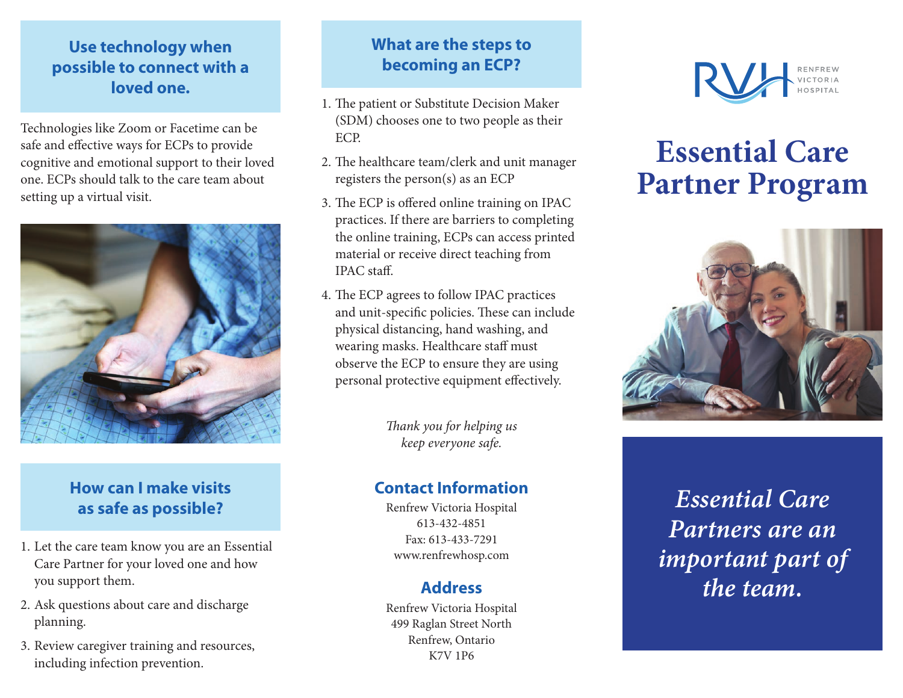## Use technology when possible to connect with a loved one.

Technologies like Zoom or Facetime can be safe and effective ways for ECPs to provide cognitive and emotional support to their loved one. ECPs should talk to the care team about setting up a virtual visit.

## How can I make visits as safe as possible?

1. Let the care team know you are an Essential Care Partner for your loved one and how you support them.
2. Ask questions about care and discharge planning.
3. Review caregiver training and resources, including infection prevention.

## What are the steps to becoming an ECP?

1. The patient or Substitute Decision Maker (SDM) chooses one to two people as their ECP.
2. The healthcare team/clerk and unit manager registers the person(s) as an ECP
3. The ECP is offered online training on IPAC practices. If there are barriers to completing the online training, ECPs can access printed material or receive direct teaching from IPAC staff.
4. The ECP agrees to follow IPAC practices and unit-specific policies. These can include physical distancing, hand washing, and wearing masks. Healthcare staff must observe the ECP to ensure they are using personal protective equipment effectively.

*Thank you for helping us keep everyone safe.*

### Contact Information

Renfrew Victoria Hospital
613-432-4851
Fax: 613-433-7291
www.renfrewhosp.com

### Address

Renfrew Victoria Hospital
499 Raglan Street North
Renfrew, Ontario
K7V 1P6

RVH RENFREW VICTORIA HOSPITAL

# Essential Care Partner Program

*Essential Care Partners are an important part of the team.*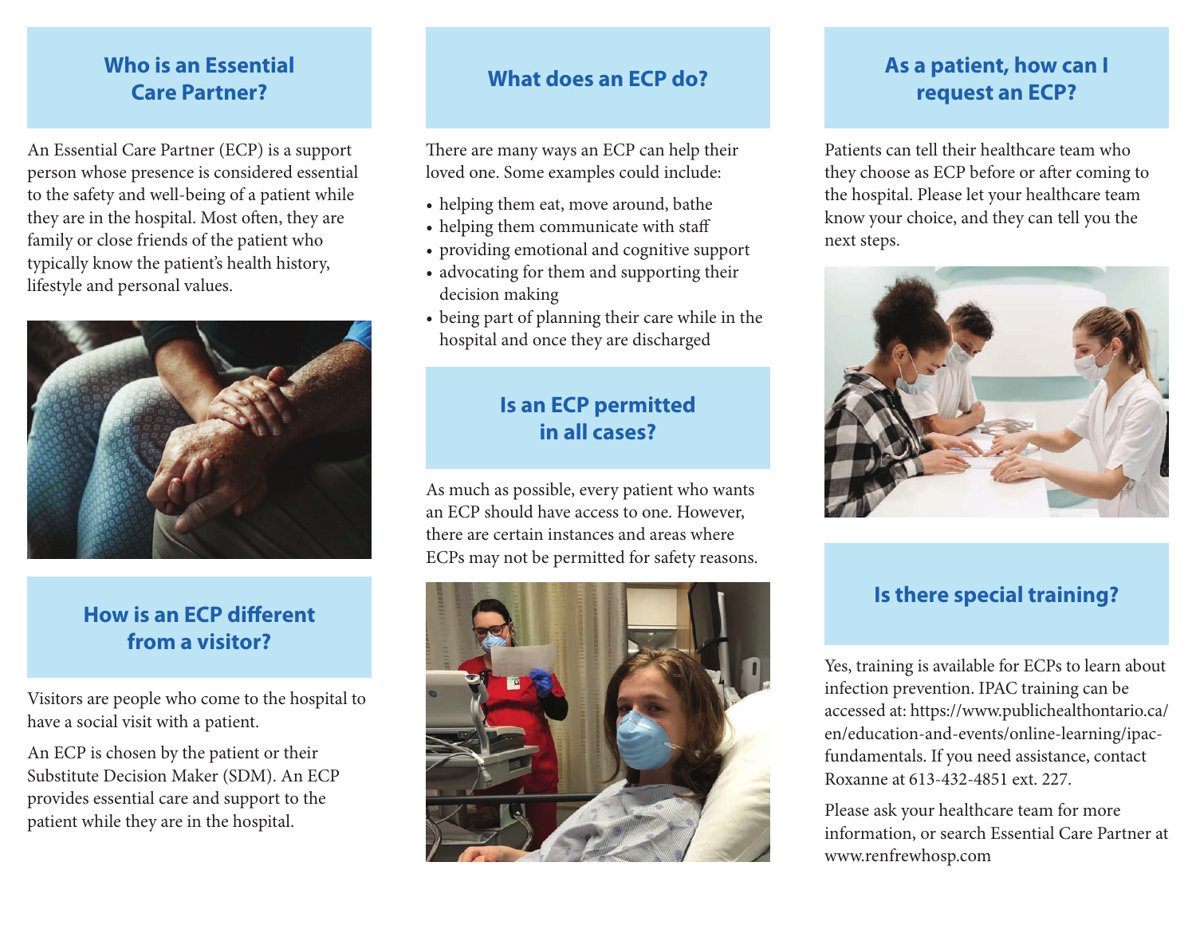## Who is an Essential Care Partner?

An Essential Care Partner (ECP) is a support person whose presence is considered essential to the safety and well-being of a patient while they are in the hospital. Most often, they are family or close friends of the patient who typically know the patient's health history, lifestyle and personal values.

## How is an ECP different from a visitor?

Visitors are people who come to the hospital to have a social visit with a patient.

An ECP is chosen by the patient or their Substitute Decision Maker (SDM). An ECP provides essential care and support to the patient while they are in the hospital.

## What does an ECP do?

There are many ways an ECP can help their loved one. Some examples could include:

- helping them eat, move around, bathe
- helping them communicate with staff
- providing emotional and cognitive support
- advocating for them and supporting their decision making
- being part of planning their care while in the hospital and once they are discharged

## Is an ECP permitted in all cases?

As much as possible, every patient who wants an ECP should have access to one. However, there are certain instances and areas where ECPs may not be permitted for safety reasons.

## As a patient, how can I request an ECP?

Patients can tell their healthcare team who they choose as ECP before or after coming to the hospital. Please let your healthcare team know your choice, and they can tell you the next steps.

## Is there special training?

Yes, training is available for ECPs to learn about infection prevention. IPAC training can be accessed at: https://www.publichealthontario.ca/en/education-and-events/online-learning/ipac-fundamentals. If you need assistance, contact Roxanne at 613-432-4851 ext. 227.

Please ask your healthcare team for more information, or search Essential Care Partner at www.renfrewhosp.com